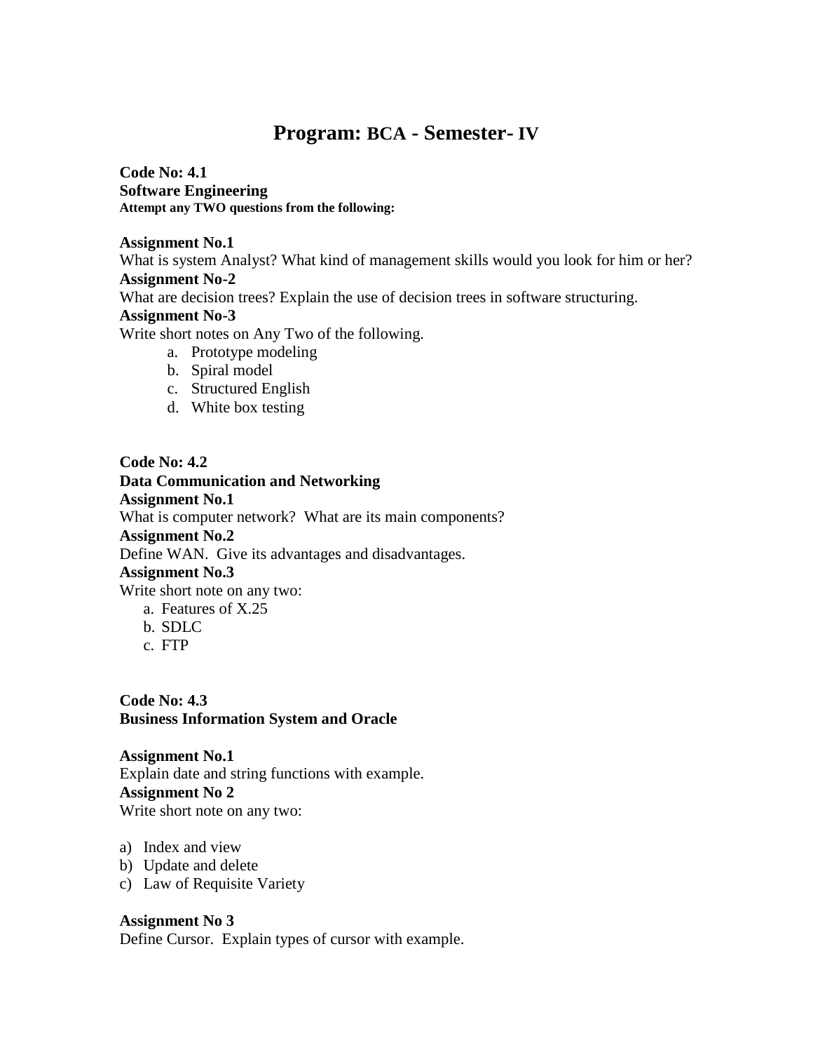# Program: BCA - Semester- IV

**Code No: 4.1**
**Software Engineering**
**Attempt any TWO questions from the following:**

**Assignment No.1**
What is system Analyst? What kind of management skills would you look for him or her?
**Assignment No-2**
What are decision trees? Explain the use of decision trees in software structuring.
**Assignment No-3**
Write short notes on Any Two of the following.

a. Prototype modeling
b. Spiral model
c. Structured English
d. White box testing

**Code No: 4.2**
**Data Communication and Networking**
**Assignment No.1**
What is computer network? What are its main components?
**Assignment No.2**
Define WAN. Give its advantages and disadvantages.
**Assignment No.3**
Write short note on any two:

a. Features of X.25
b. SDLC
c. FTP

**Code No: 4.3**
**Business Information System and Oracle**

**Assignment No.1**
Explain date and string functions with example.
**Assignment No 2**
Write short note on any two:

a) Index and view
b) Update and delete
c) Law of Requisite Variety

**Assignment No 3**
Define Cursor. Explain types of cursor with example.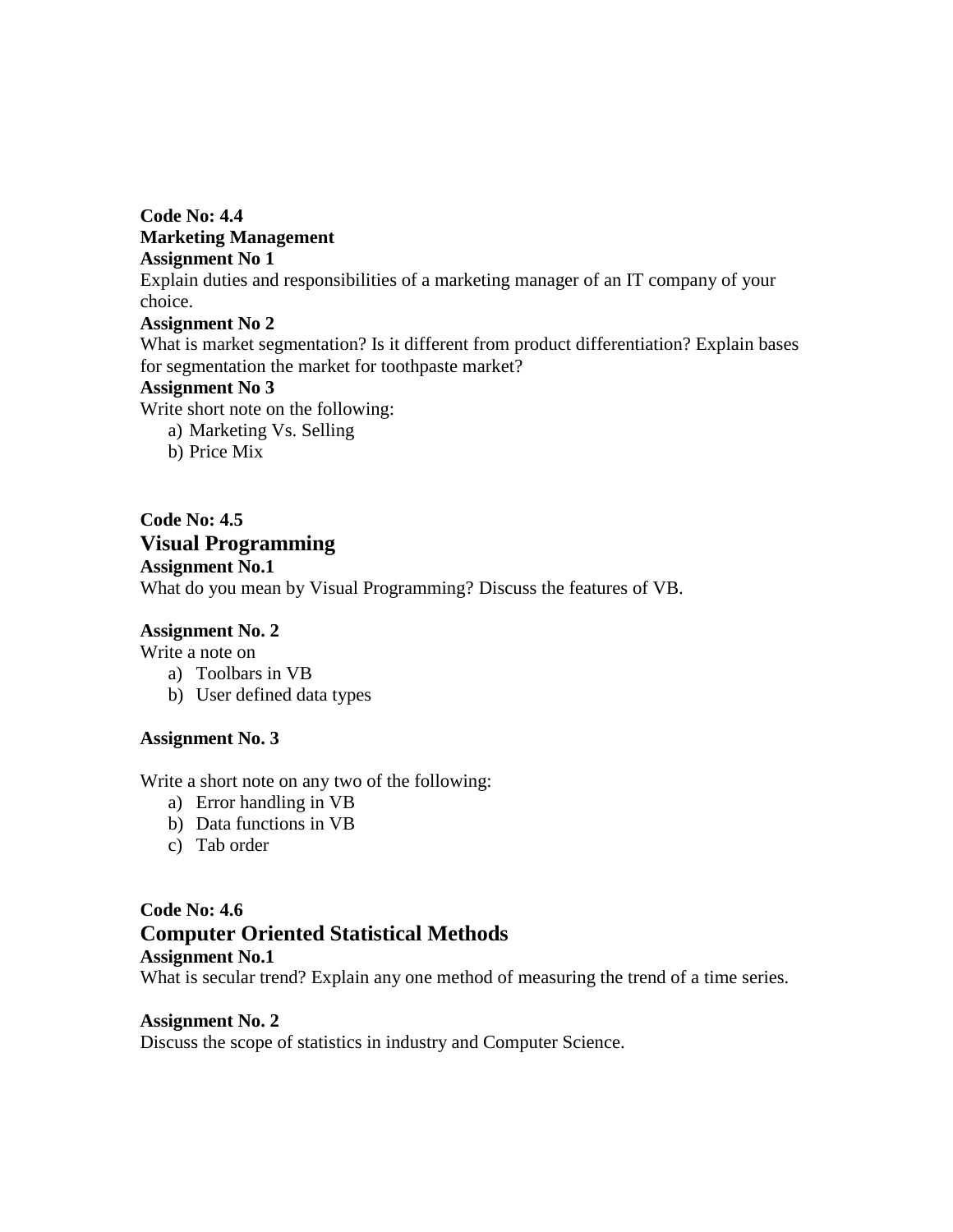**Code No: 4.4**

**Marketing Management**

**Assignment No 1**

Explain duties and responsibilities of a marketing manager of an IT company of your choice.

**Assignment No 2**

What is market segmentation? Is it different from product differentiation? Explain bases for segmentation the market for toothpaste market?

**Assignment No 3**

Write short note on the following:

a) Marketing Vs. Selling
b) Price Mix

**Code No: 4.5**

## Visual Programming

**Assignment No.1**

What do you mean by Visual Programming? Discuss the features of VB.

**Assignment No. 2**

Write a note on

a) Toolbars in VB
b) User defined data types

**Assignment No. 3**

Write a short note on any two of the following:

a) Error handling in VB
b) Data functions in VB
c) Tab order

**Code No: 4.6**

## Computer Oriented Statistical Methods

**Assignment No.1**

What is secular trend? Explain any one method of measuring the trend of a time series.

**Assignment No. 2**

Discuss the scope of statistics in industry and Computer Science.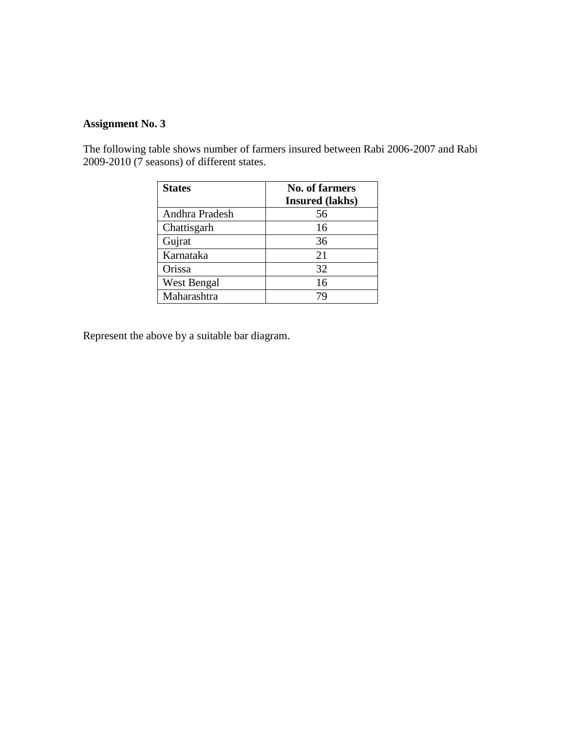**Assignment No. 3**

The following table shows number of farmers insured between Rabi 2006-2007 and Rabi 2009-2010 (7 seasons) of different states.

| **States** | **No. of farmers Insured (lakhs)** |
|---|---|
| Andhra Pradesh | 56 |
| Chattisgarh | 16 |
| Gujrat | 36 |
| Karnataka | 21 |
| Orissa | 32 |
| West Bengal | 16 |
| Maharashtra | 79 |

Represent the above by a suitable bar diagram.